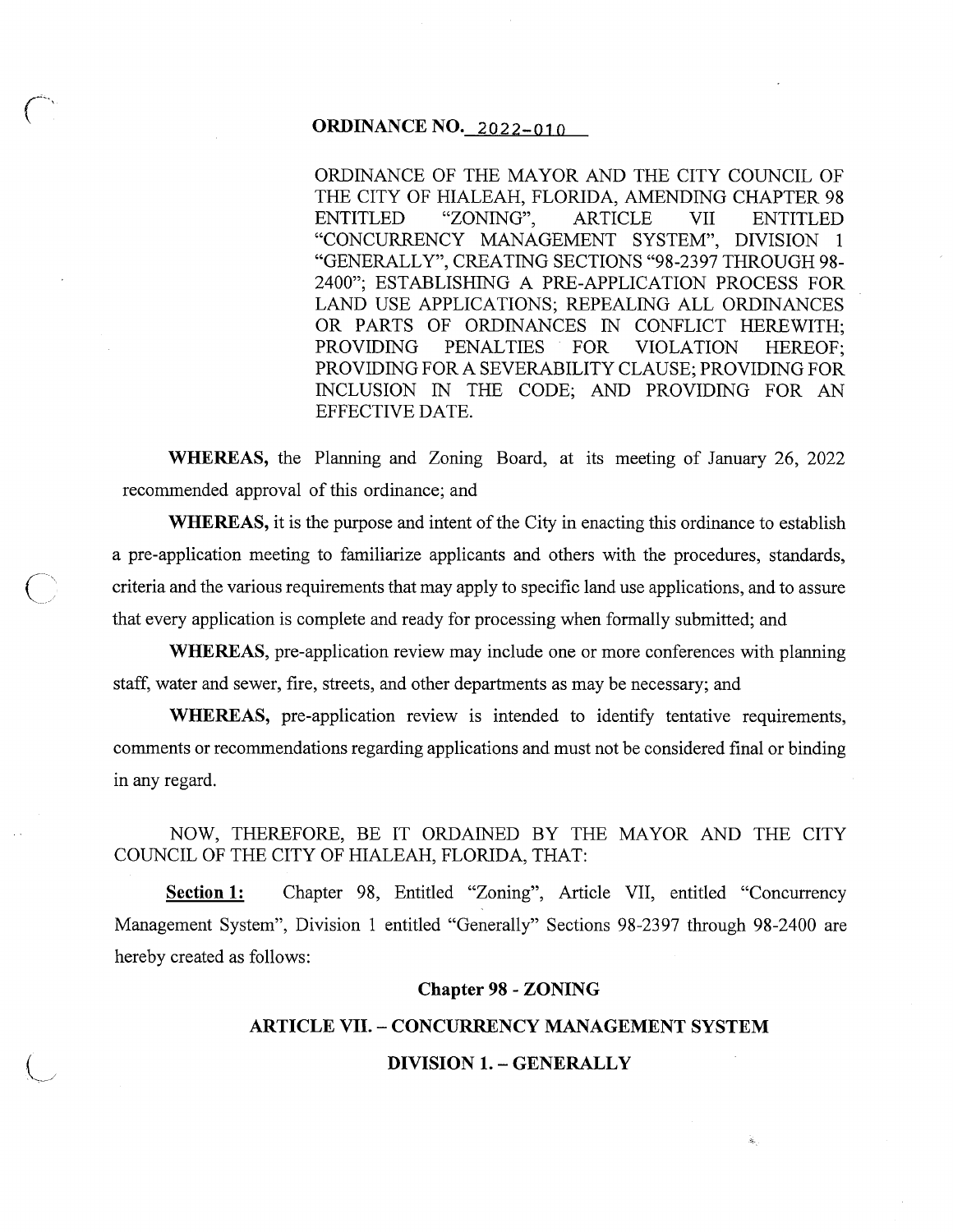# ORDINANCE NO. 2022-010

ORDINANCE OF THE MAYOR AND THE CITY COUNCIL OF THE CITY OF HIALEAH, FLORIDA, AMENDING CHAPTER 98 ENTITLED "ZONING", ARTICLE VII ENTITLED "CONCURRENCY MANAGEMENT SYSTEM", DIVISION 1 "GENERALLY", CREATING SECTIONS "98-2397 THROUGH 98-2400"; ESTABLISHING A PRE-APPLICATION PROCESS FOR LAND USE APPLICATIONS; REPEALING ALL ORDINANCES OR PARTS OF ORDINANCES IN CONFLICT HEREWITH; PROVIDING PENALTIES FOR VIOLATION HEREOF; PROVIDING FOR A SEVERABILITY CLAUSE; PROVIDING FOR INCLUSION IN THE CODE; AND PROVIDING FOR AN EFFECTIVE DATE.

**WHEREAS,** the Planning and Zoning Board, at its meeting of January 26, 2022 recommended approval of this ordinance; and

**WHEREAS,** it is the purpose and intent of the City in enacting this ordinance to establish a pre-application meeting to familiarize applicants and others with the procedures, standards, criteria and the various requirements that may apply to specific land use applications, and to assure that every application is complete and ready for processing when formally submitted; and

**WHEREAS,** pre-application review may include one or more conferences with planning staff, water and sewer, fire, streets, and other departments as may be necessary; and

**WHEREAS,** pre-application review is intended to identify tentative requirements, comments or recommendations regarding applications and must not be considered final or binding in any regard.

NOW, THEREFORE, BE IT ORDAINED BY THE MAYOR AND THE CITY COUNCIL OF THE CITY OF HIALEAH, FLORIDA, THAT:

**Section 1:** Chapter 98, Entitled "Zoning", Article VII, entitled "Concurrency Management System", Division 1 entitled "Generally" Sections 98-2397 through 98-2400 are hereby created as follows:

## Chapter 98 - ZONING

## ARTICLE VII. – CONCURRENCY MANAGEMENT SYSTEM

## DIVISION 1. – GENERALLY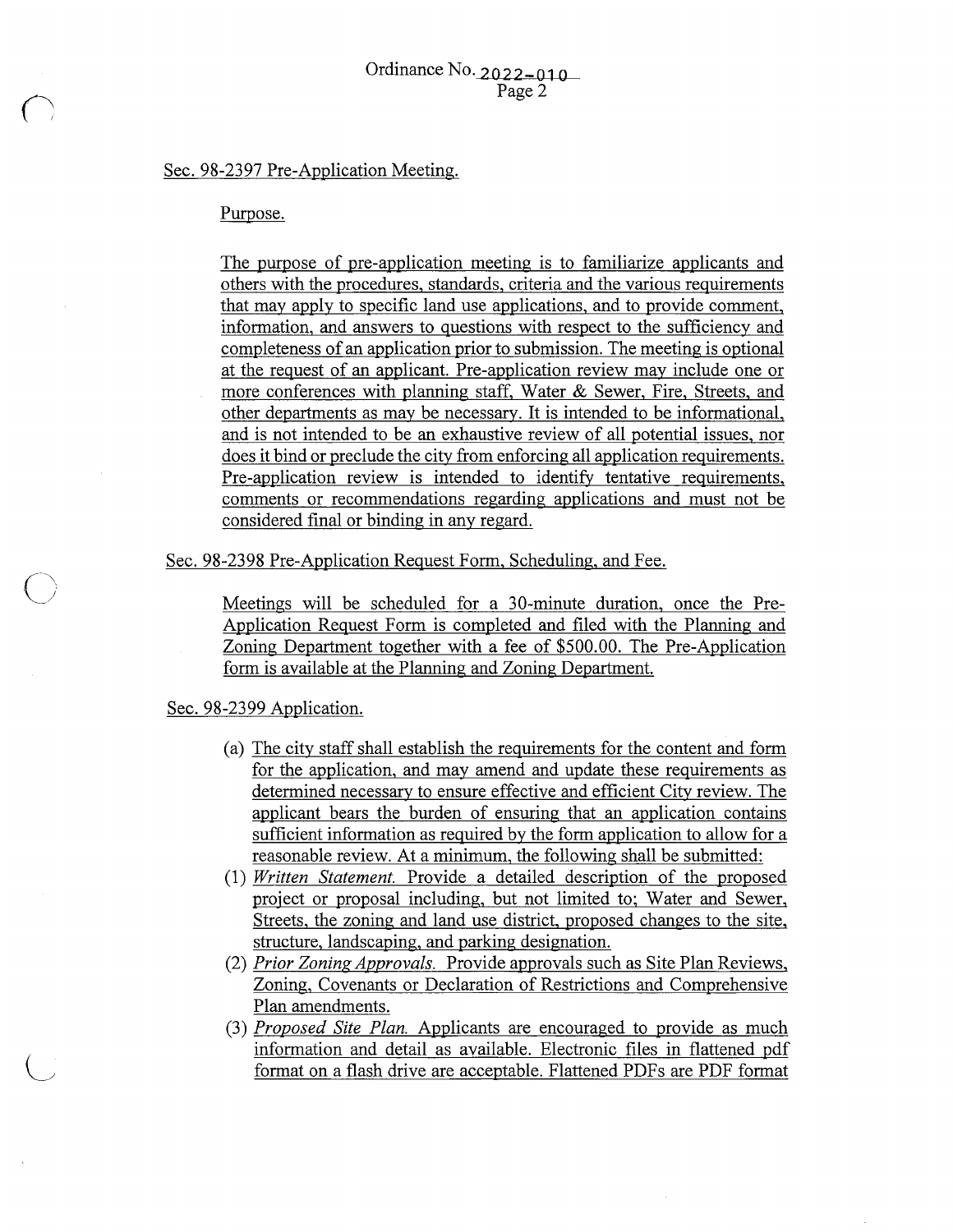Sec. 98-2397 Pre-Application Meeting.

Purpose.

The purpose of pre-application meeting is to familiarize applicants and others with the procedures, standards, criteria and the various requirements that may apply to specific land use applications, and to provide comment, information, and answers to questions with respect to the sufficiency and completeness of an application prior to submission. The meeting is optional at the request of an applicant. Pre-application review may include one or more conferences with planning staff, Water & Sewer, Fire, Streets, and other departments as may be necessary. It is intended to be informational, and is not intended to be an exhaustive review of all potential issues, nor does it bind or preclude the city from enforcing all application requirements. Pre-application review is intended to identify tentative requirements, comments or recommendations regarding applications and must not be considered final or binding in any regard.

Sec. 98-2398 Pre-Application Request Form, Scheduling, and Fee.

Meetings will be scheduled for a 30-minute duration, once the Pre-Application Request Form is completed and filed with the Planning and Zoning Department together with a fee of $500.00. The Pre-Application form is available at the Planning and Zoning Department.

Sec. 98-2399 Application.

(a) The city staff shall establish the requirements for the content and form for the application, and may amend and update these requirements as determined necessary to ensure effective and efficient City review. The applicant bears the burden of ensuring that an application contains sufficient information as required by the form application to allow for a reasonable review. At a minimum, the following shall be submitted:

(1) *Written Statement.* Provide a detailed description of the proposed project or proposal including, but not limited to; Water and Sewer, Streets, the zoning and land use district, proposed changes to the site, structure, landscaping, and parking designation.

(2) *Prior Zoning Approvals.* Provide approvals such as Site Plan Reviews, Zoning, Covenants or Declaration of Restrictions and Comprehensive Plan amendments.

(3) *Proposed Site Plan.* Applicants are encouraged to provide as much information and detail as available. Electronic files in flattened pdf format on a flash drive are acceptable. Flattened PDFs are PDF format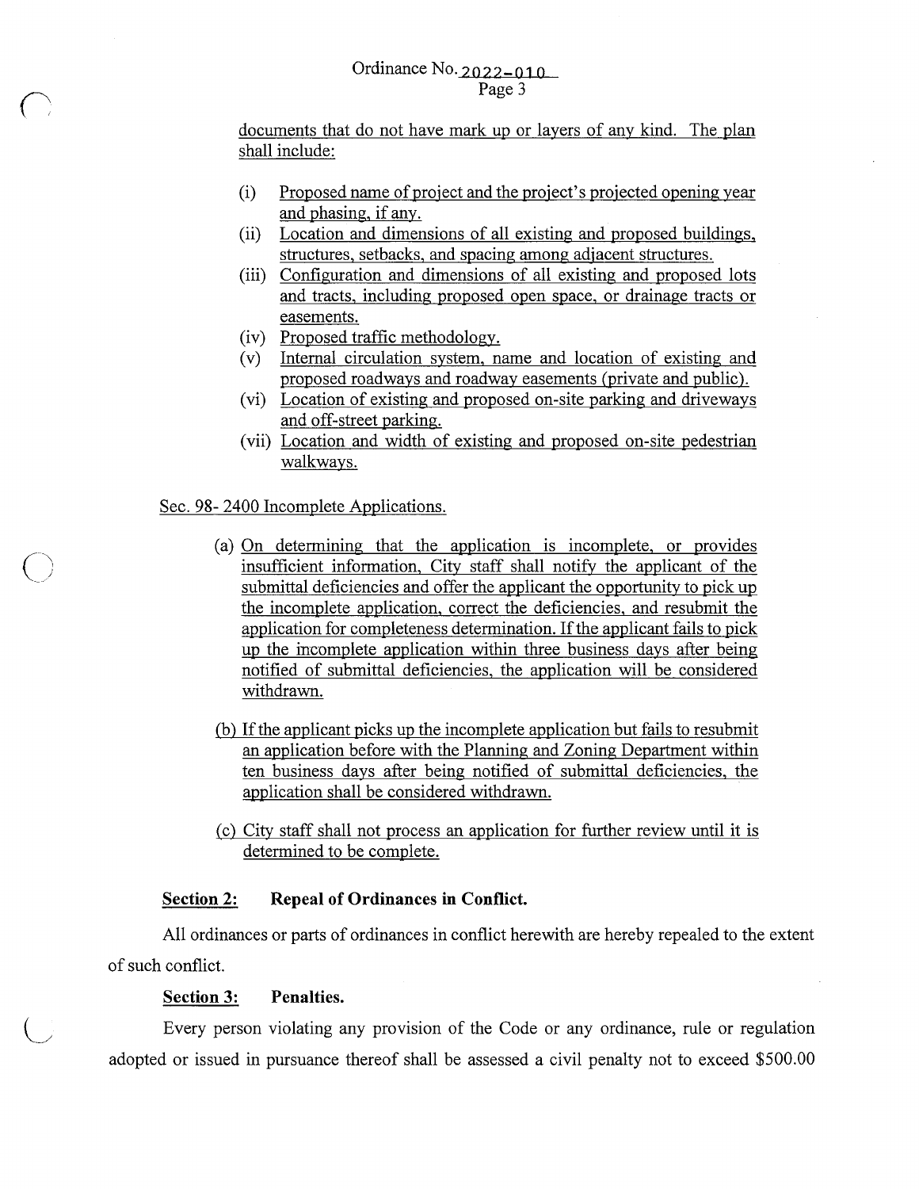documents that do not have mark up or layers of any kind. The plan shall include:

(i) Proposed name of project and the project's projected opening year and phasing, if any.
(ii) Location and dimensions of all existing and proposed buildings, structures, setbacks, and spacing among adjacent structures.
(iii) Configuration and dimensions of all existing and proposed lots and tracts, including proposed open space, or drainage tracts or easements.
(iv) Proposed traffic methodology.
(v) Internal circulation system, name and location of existing and proposed roadways and roadway easements (private and public).
(vi) Location of existing and proposed on-site parking and driveways and off-street parking.
(vii) Location and width of existing and proposed on-site pedestrian walkways.

Sec. 98- 2400 Incomplete Applications.

(a) On determining that the application is incomplete, or provides insufficient information, City staff shall notify the applicant of the submittal deficiencies and offer the applicant the opportunity to pick up the incomplete application, correct the deficiencies, and resubmit the application for completeness determination. If the applicant fails to pick up the incomplete application within three business days after being notified of submittal deficiencies, the application will be considered withdrawn.

(b) If the applicant picks up the incomplete application but fails to resubmit an application before with the Planning and Zoning Department within ten business days after being notified of submittal deficiencies, the application shall be considered withdrawn.

(c) City staff shall not process an application for further review until it is determined to be complete.

**Section 2: Repeal of Ordinances in Conflict.**

All ordinances or parts of ordinances in conflict herewith are hereby repealed to the extent of such conflict.

**Section 3: Penalties.**

Every person violating any provision of the Code or any ordinance, rule or regulation adopted or issued in pursuance thereof shall be assessed a civil penalty not to exceed $500.00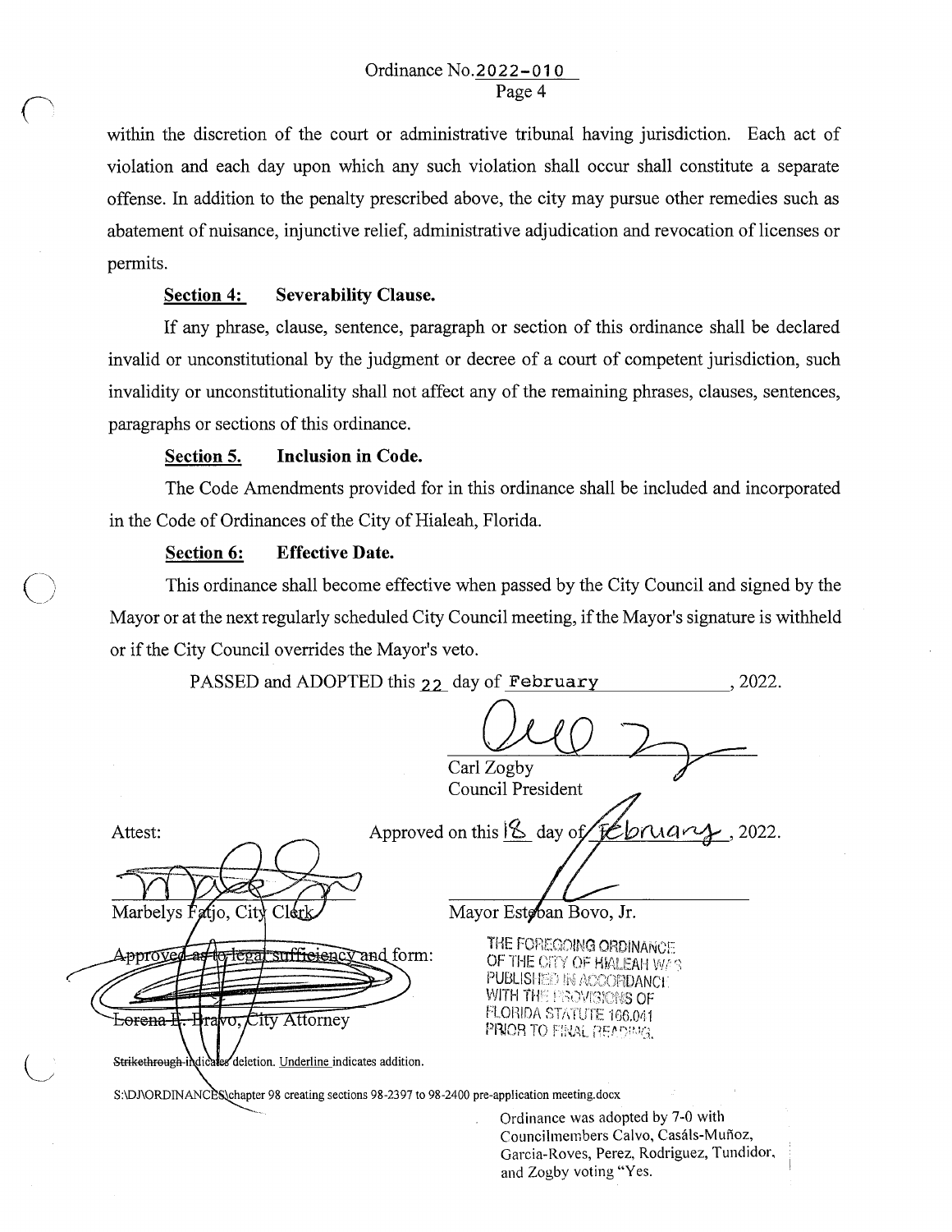within the discretion of the court or administrative tribunal having jurisdiction. Each act of violation and each day upon which any such violation shall occur shall constitute a separate offense. In addition to the penalty prescribed above, the city may pursue other remedies such as abatement of nuisance, injunctive relief, administrative adjudication and revocation of licenses or permits.

**Section 4: Severability Clause.**

If any phrase, clause, sentence, paragraph or section of this ordinance shall be declared invalid or unconstitutional by the judgment or decree of a court of competent jurisdiction, such invalidity or unconstitutionality shall not affect any of the remaining phrases, clauses, sentences, paragraphs or sections of this ordinance.

**Section 5. Inclusion in Code.**

The Code Amendments provided for in this ordinance shall be included and incorporated in the Code of Ordinances of the City of Hialeah, Florida.

**Section 6: Effective Date.**

This ordinance shall become effective when passed by the City Council and signed by the Mayor or at the next regularly scheduled City Council meeting, if the Mayor's signature is withheld or if the City Council overrides the Mayor's veto.

PASSED and ADOPTED this 22 day of February, 2022.

Carl Zogby
Council President

Attest:

Approved on this 18 day of February, 2022.

Marbelys Fatjo, City Clerk

Mayor Esteban Bovo, Jr.

Approved as to legal sufficiency and form:

Lorena E. Bravo, City Attorney

THE FOREGOING ORDINANCE OF THE CITY OF HIALEAH WAS PUBLISHED IN ACCORDANCE WITH THE PROVISIONS OF FLORIDA STATUTE 166.041 PRIOR TO FINAL READING.

~~Strikethrough~~ indicates deletion. Underline indicates addition.

S:\DJ\ORDINANCES\chapter 98 creating sections 98-2397 to 98-2400 pre-application meeting.docx

Ordinance was adopted by 7-0 with Councilmembers Calvo, Casáls-Muñoz, Garcia-Roves, Perez, Rodriguez, Tundidor, and Zogby voting "Yes.